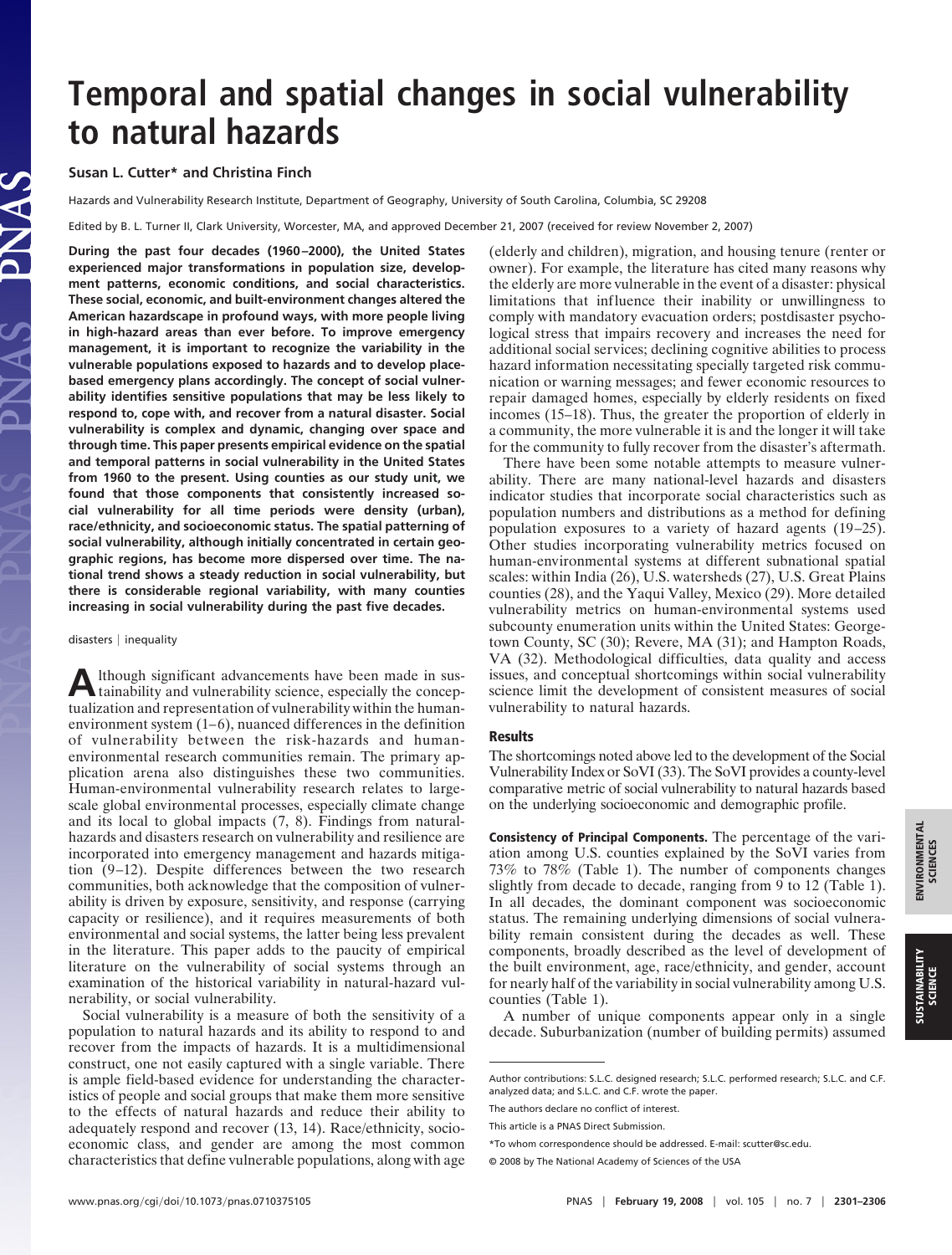# Temporal and spatial changes in social vulnerability to natural hazards

**Susan L. Cutter*[\*] and Christina Finch**

Hazards and Vulnerability Research Institute, Department of Geography, University of South Carolina, Columbia, SC 29208

Edited by B. L. Turner II, Clark University, Worcester, MA, and approved December 21, 2007 (received for review November 2, 2007)

**During the past four decades (1960–2000), the United States experienced major transformations in population size, development patterns, economic conditions, and social characteristics. These social, economic, and built-environment changes altered the American hazardscape in profound ways, with more people living in high-hazard areas than ever before. To improve emergency management, it is important to recognize the variability in the vulnerable populations exposed to hazards and to develop place-based emergency plans accordingly. The concept of social vulnerability identifies sensitive populations that may be less likely to respond to, cope with, and recover from a natural disaster. Social vulnerability is complex and dynamic, changing over space and through time. This paper presents empirical evidence on the spatial and temporal patterns in social vulnerability in the United States from 1960 to the present. Using counties as our study unit, we found that those components that consistently increased social vulnerability for all time periods were density (urban), race/ethnicity, and socioeconomic status. The spatial patterning of social vulnerability, although initially concentrated in certain geographic regions, has become more dispersed over time. The national trend shows a steady reduction in social vulnerability, but there is considerable regional variability, with many counties increasing in social vulnerability during the past five decades.**

disasters | inequality

Although significant advancements have been made in sustainability and vulnerability science, especially the conceptualization and representation of vulnerability within the human-environment system (1–6), nuanced differences in the definition of vulnerability between the risk-hazards and human-environmental research communities remain. The primary application arena also distinguishes these two communities. Human-environmental vulnerability research relates to large-scale global environmental processes, especially climate change and its local to global impacts (7, 8). Findings from natural-hazards and disasters research on vulnerability and resilience are incorporated into emergency management and hazards mitigation (9–12). Despite differences between the two research communities, both acknowledge that the composition of vulnerability is driven by exposure, sensitivity, and response (carrying capacity or resilience), and it requires measurements of both environmental and social systems, the latter being less prevalent in the literature. This paper adds to the paucity of empirical literature on the vulnerability of social systems through an examination of the historical variability in natural-hazard vulnerability, or social vulnerability.

Social vulnerability is a measure of both the sensitivity of a population to natural hazards and its ability to respond to and recover from the impacts of hazards. It is a multidimensional construct, one not easily captured with a single variable. There is ample field-based evidence for understanding the characteristics of people and social groups that make them more sensitive to the effects of natural hazards and reduce their ability to adequately respond and recover (13, 14). Race/ethnicity, socioeconomic class, and gender are among the most common characteristics that define vulnerable populations, along with age (elderly and children), migration, and housing tenure (renter or owner). For example, the literature has cited many reasons why the elderly are more vulnerable in the event of a disaster: physical limitations that influence their inability or unwillingness to comply with mandatory evacuation orders; postdisaster psychological stress that impairs recovery and increases the need for additional social services; declining cognitive abilities to process hazard information necessitating specially targeted risk communication or warning messages; and fewer economic resources to repair damaged homes, especially by elderly residents on fixed incomes (15–18). Thus, the greater the proportion of elderly in a community, the more vulnerable it is and the longer it will take for the community to fully recover from the disaster's aftermath.

There have been some notable attempts to measure vulnerability. There are many national-level hazards and disasters indicator studies that incorporate social characteristics such as population numbers and distributions as a method for defining population exposures to a variety of hazard agents (19–25). Other studies incorporating vulnerability metrics focused on human-environmental systems at different subnational spatial scales: within India (26), U.S. watersheds (27), U.S. Great Plains counties (28), and the Yaqui Valley, Mexico (29). More detailed vulnerability metrics on human-environmental systems used subcounty enumeration units within the United States: Georgetown County, SC (30); Revere, MA (31); and Hampton Roads, VA (32). Methodological difficulties, data quality and access issues, and conceptual shortcomings within social vulnerability science limit the development of consistent measures of social vulnerability to natural hazards.

## Results

The shortcomings noted above led to the development of the Social Vulnerability Index or SoVI (33). The SoVI provides a county-level comparative metric of social vulnerability to natural hazards based on the underlying socioeconomic and demographic profile.

**Consistency of Principal Components.** The percentage of the variation among U.S. counties explained by the SoVI varies from 73% to 78% (Table 1). The number of components changes slightly from decade to decade, ranging from 9 to 12 (Table 1). In all decades, the dominant component was socioeconomic status. The remaining underlying dimensions of social vulnerability remain consistent during the decades as well. These components, broadly described as the level of development of the built environment, age, race/ethnicity, and gender, account for nearly half of the variability in social vulnerability among U.S. counties (Table 1).

A number of unique components appear only in a single decade. Suburbanization (number of building permits) assumed

Author contributions: S.L.C. designed research; S.L.C. performed research; S.L.C. and C.F. analyzed data; and S.L.C. and C.F. wrote the paper.

The authors declare no conflict of interest.

This article is a PNAS Direct Submission.

*To whom correspondence should be addressed. E-mail: scutter@sc.edu.

© 2008 by The National Academy of Sciences of the USA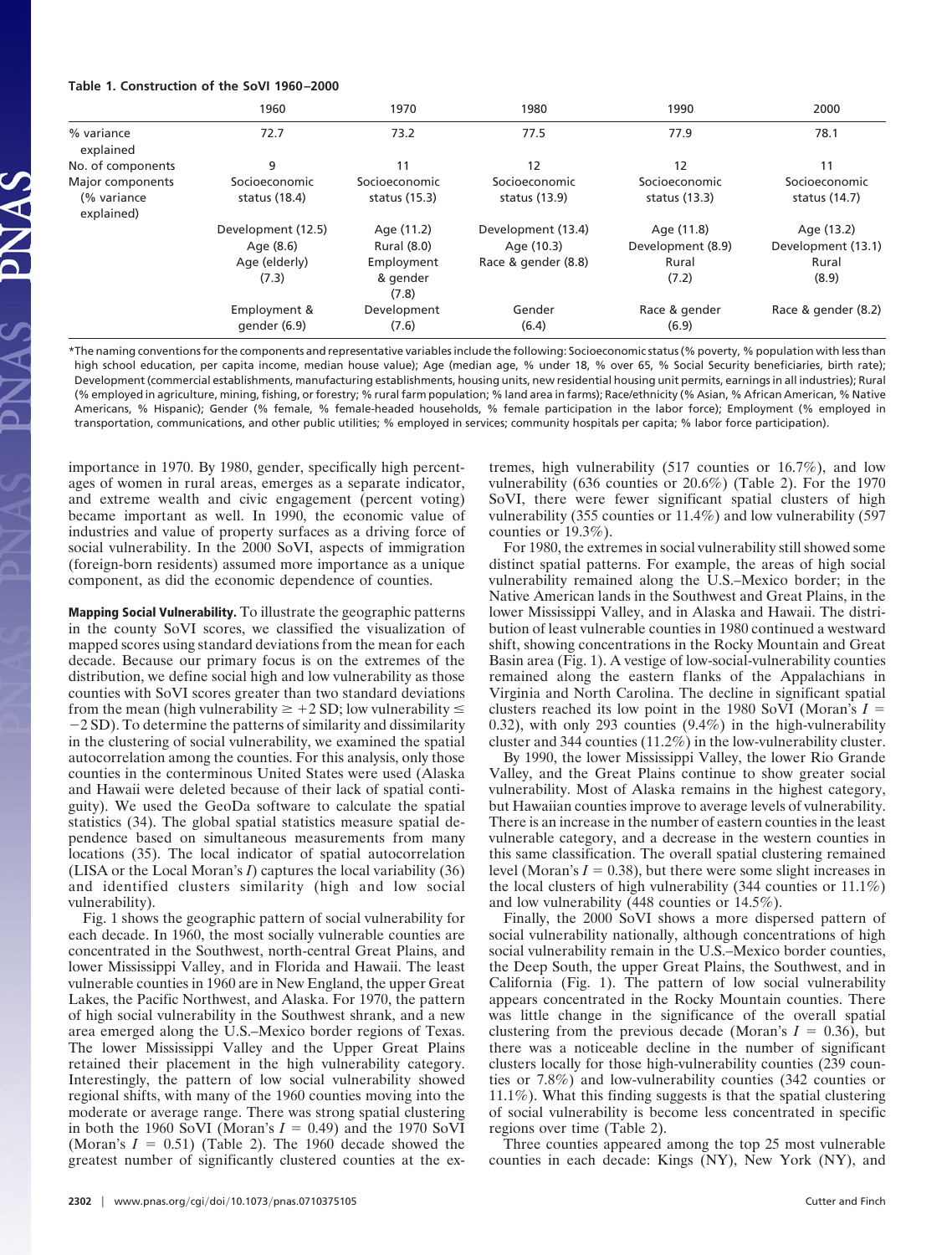**Table 1. Construction of the SoVI 1960–2000**

| | 1960 | 1970 | 1980 | 1990 | 2000 |
|---|---|---|---|---|---|
| % variance explained | 72.7 | 73.2 | 77.5 | 77.9 | 78.1 |
| No. of components | 9 | 11 | 12 | 12 | 11 |
| Major components (% variance explained) | Socioeconomic status (18.4) | Socioeconomic status (15.3) | Socioeconomic status (13.9) | Socioeconomic status (13.3) | Socioeconomic status (14.7) |
| | Development (12.5) | Age (11.2) | Development (13.4) | Age (11.8) | Age (13.2) |
| | Age (8.6) | Rural (8.0) | Age (10.3) | Development (8.9) | Development (13.1) |
| | Age (elderly) (7.3) | Employment & gender (7.8) | Race & gender (8.8) | Rural (7.2) | Rural (8.9) |
| | Employment & gender (6.9) | Development (7.6) | Gender (6.4) | Race & gender (6.9) | Race & gender (8.2) |

*The naming conventions for the components and representative variables include the following: Socioeconomic status (% poverty, % population with less than high school education, per capita income, median house value); Age (median age, % under 18, % over 65, % Social Security beneficiaries, birth rate); Development (commercial establishments, manufacturing establishments, housing units, new residential housing unit permits, earnings in all industries); Rural (% employed in agriculture, mining, fishing, or forestry; % rural farm population; % land area in farms); Race/ethnicity (% Asian, % African American, % Native Americans, % Hispanic); Gender (% female, % female-headed households, % female participation in the labor force); Employment (% employed in transportation, communications, and other public utilities; % employed in services; community hospitals per capita; % labor force participation).

importance in 1970. By 1980, gender, specifically high percentages of women in rural areas, emerges as a separate indicator, and extreme wealth and civic engagement (percent voting) became important as well. In 1990, the economic value of industries and value of property surfaces as a driving force of social vulnerability. In the 2000 SoVI, aspects of immigration (foreign-born residents) assumed more importance as a unique component, as did the economic dependence of counties.

**Mapping Social Vulnerability.** To illustrate the geographic patterns in the county SoVI scores, we classified the visualization of mapped scores using standard deviations from the mean for each decade. Because our primary focus is on the extremes of the distribution, we define social high and low vulnerability as those counties with SoVI scores greater than two standard deviations from the mean (high vulnerability $\geq +2$ SD; low vulnerability $\leq -2$ SD). To determine the patterns of similarity and dissimilarity in the clustering of social vulnerability, we examined the spatial autocorrelation among the counties. For this analysis, only those counties in the conterminous United States were used (Alaska and Hawaii were deleted because of their lack of spatial contiguity). We used the GeoDa software to calculate the spatial statistics (34). The global spatial statistics measure spatial dependence based on simultaneous measurements from many locations (35). The local indicator of spatial autocorrelation (LISA or the Local Moran's $I$) captures the local variability (36) and identified clusters similarity (high and low social vulnerability).

Fig. 1 shows the geographic pattern of social vulnerability for each decade. In 1960, the most socially vulnerable counties are concentrated in the Southwest, north-central Great Plains, and lower Mississippi Valley, and in Florida and Hawaii. The least vulnerable counties in 1960 are in New England, the upper Great Lakes, the Pacific Northwest, and Alaska. For 1970, the pattern of high social vulnerability in the Southwest shrank, and a new area emerged along the U.S.–Mexico border regions of Texas. The lower Mississippi Valley and the Upper Great Plains retained their placement in the high vulnerability category. Interestingly, the pattern of low social vulnerability showed regional shifts, with many of the 1960 counties moving into the moderate or average range. There was strong spatial clustering in both the 1960 SoVI (Moran's $I = 0.49$) and the 1970 SoVI (Moran's $I = 0.51$) (Table 2). The 1960 decade showed the greatest number of significantly clustered counties at the extremes, high vulnerability (517 counties or 16.7%), and low vulnerability (636 counties or 20.6%) (Table 2). For the 1970 SoVI, there were fewer significant spatial clusters of high vulnerability (355 counties or 11.4%) and low vulnerability (597 counties or 19.3%).

For 1980, the extremes in social vulnerability still showed some distinct spatial patterns. For example, the areas of high social vulnerability remained along the U.S.–Mexico border; in the Native American lands in the Southwest and Great Plains, in the lower Mississippi Valley, and in Alaska and Hawaii. The distribution of least vulnerable counties in 1980 continued a westward shift, showing concentrations in the Rocky Mountain and Great Basin area (Fig. 1). A vestige of low-social-vulnerability counties remained along the eastern flanks of the Appalachians in Virginia and North Carolina. The decline in significant spatial clusters reached its low point in the 1980 SoVI (Moran's $I = 0.32$), with only 293 counties (9.4%) in the high-vulnerability cluster and 344 counties (11.2%) in the low-vulnerability cluster.

By 1990, the lower Mississippi Valley, the lower Rio Grande Valley, and the Great Plains continue to show greater social vulnerability. Most of Alaska remains in the highest category, but Hawaiian counties improve to average levels of vulnerability. There is an increase in the number of eastern counties in the least vulnerable category, and a decrease in the western counties in this same classification. The overall spatial clustering remained level (Moran's $I = 0.38$), but there were some slight increases in the local clusters of high vulnerability (344 counties or 11.1%) and low vulnerability (448 counties or 14.5%).

Finally, the 2000 SoVI shows a more dispersed pattern of social vulnerability nationally, although concentrations of high social vulnerability remain in the U.S.–Mexico border counties, the Deep South, the upper Great Plains, the Southwest, and in California (Fig. 1). The pattern of low social vulnerability appears concentrated in the Rocky Mountain counties. There was little change in the significance of the overall spatial clustering from the previous decade (Moran's $I = 0.36$), but there was a noticeable decline in the number of significant clusters locally for those high-vulnerability counties (239 counties or 7.8%) and low-vulnerability counties (342 counties or 11.1%). What this finding suggests is that the spatial clustering of social vulnerability is become less concentrated in specific regions over time (Table 2).

Three counties appeared among the top 25 most vulnerable counties in each decade: Kings (NY), New York (NY), and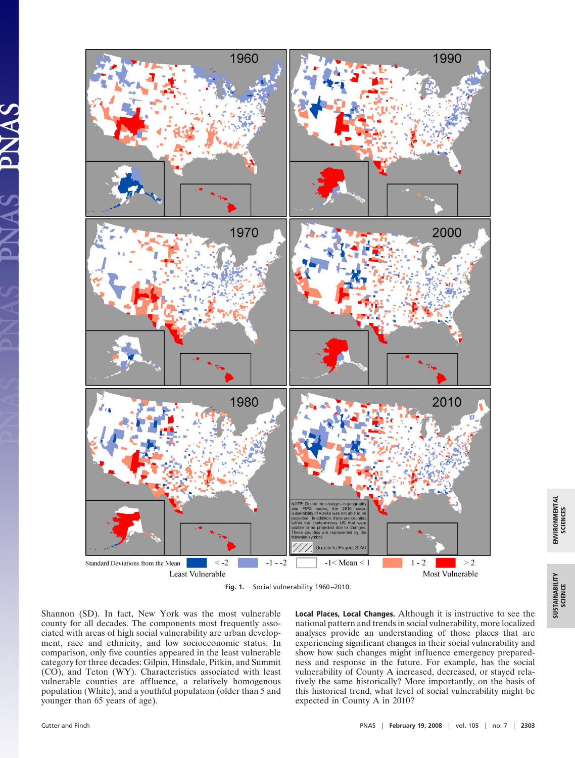Fig. 1. Social vulnerability 1960–2010.

Shannon (SD). In fact, New York was the most vulnerable county for all decades. The components most frequently associated with areas of high social vulnerability are urban development, race and ethnicity, and low socioeconomic status. In comparison, only five counties appeared in the least vulnerable category for three decades: Gilpin, Hinsdale, Pitkin, and Summit (CO), and Teton (WY). Characteristics associated with least vulnerable counties are affluence, a relatively homogenous population (White), and a youthful population (older than 5 and younger than 65 years of age).

**Local Places, Local Changes.** Although it is instructive to see the national pattern and trends in social vulnerability, more localized analyses provide an understanding of those places that are experiencing significant changes in their social vulnerability and show how such changes might influence emergency preparedness and response in the future. For example, has the social vulnerability of County A increased, decreased, or stayed relatively the same historically? More importantly, on the basis of this historical trend, what level of social vulnerability might be expected in County A in 2010?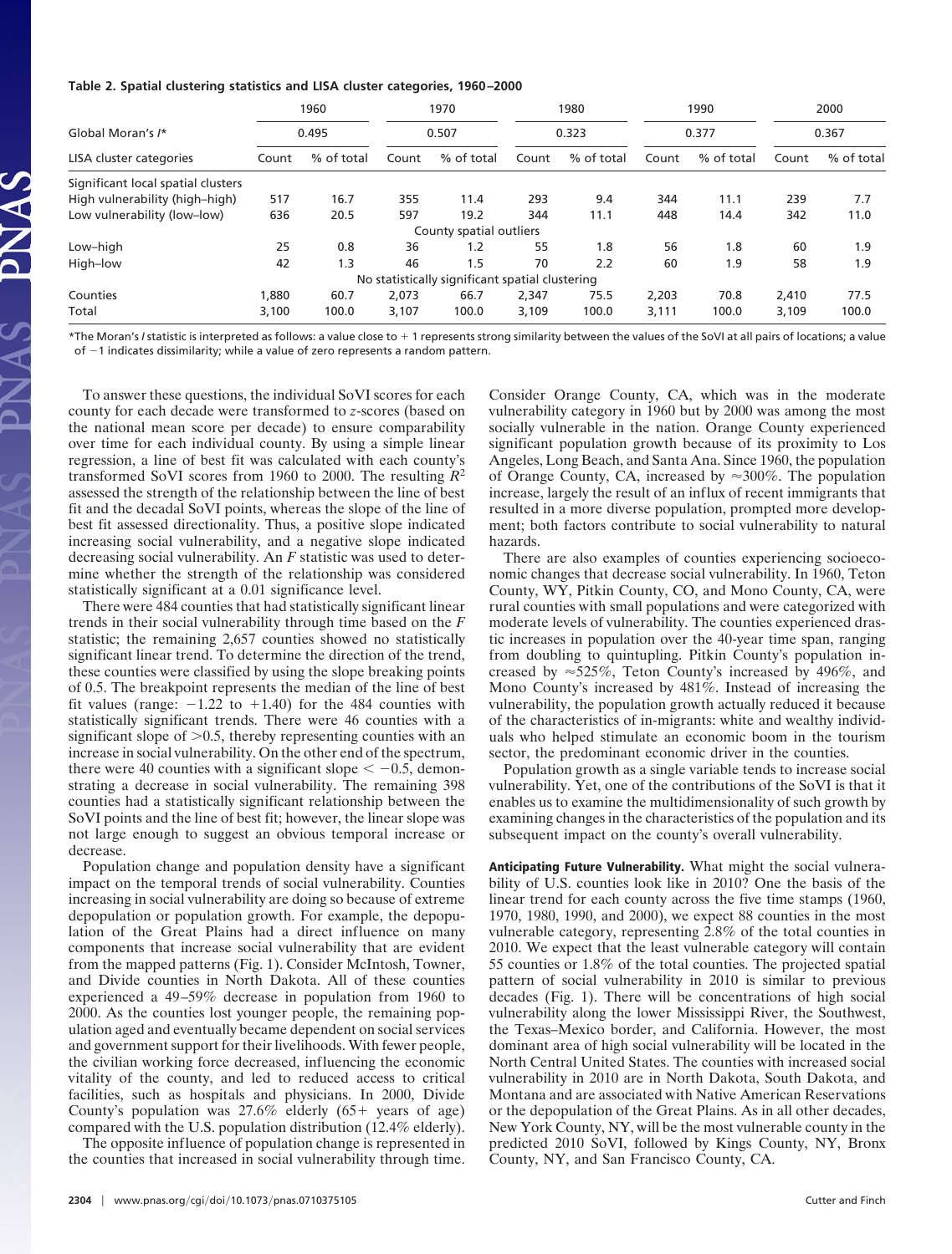**Table 2. Spatial clustering statistics and LISA cluster categories, 1960–2000**

| | 1960 | | 1970 | | 1980 | | 1990 | | 2000 | |
|---|---|---|---|---|---|---|---|---|---|---|
| Global Moran's *I** | 0.495 | | 0.507 | | 0.323 | | 0.377 | | 0.367 | |
| LISA cluster categories | Count | % of total | Count | % of total | Count | % of total | Count | % of total | Count | % of total |
| Significant local spatial clusters | | | | | | | | | | |
| High vulnerability (high–high) | 517 | 16.7 | 355 | 11.4 | 293 | 9.4 | 344 | 11.1 | 239 | 7.7 |
| Low vulnerability (low–low) | 636 | 20.5 | 597 | 19.2 | 344 | 11.1 | 448 | 14.4 | 342 | 11.0 |
| County spatial outliers | | | | | | | | | | |
| Low–high | 25 | 0.8 | 36 | 1.2 | 55 | 1.8 | 56 | 1.8 | 60 | 1.9 |
| High–low | 42 | 1.3 | 46 | 1.5 | 70 | 2.2 | 60 | 1.9 | 58 | 1.9 |
| No statistically significant spatial clustering | | | | | | | | | | |
| Counties | 1,880 | 60.7 | 2,073 | 66.7 | 2,347 | 75.5 | 2,203 | 70.8 | 2,410 | 77.5 |
| Total | 3,100 | 100.0 | 3,107 | 100.0 | 3,109 | 100.0 | 3,111 | 100.0 | 3,109 | 100.0 |

*The Moran's *I* statistic is interpreted as follows: a value close to + 1 represents strong similarity between the values of the SoVI at all pairs of locations; a value of −1 indicates dissimilarity; while a value of zero represents a random pattern.

To answer these questions, the individual SoVI scores for each county for each decade were transformed to *z*-scores (based on the national mean score per decade) to ensure comparability over time for each individual county. By using a simple linear regression, a line of best fit was calculated with each county's transformed SoVI scores from 1960 to 2000. The resulting $R^2$ assessed the strength of the relationship between the line of best fit and the decadal SoVI points, whereas the slope of the line of best fit assessed directionality. Thus, a positive slope indicated increasing social vulnerability, and a negative slope indicated decreasing social vulnerability. An *F* statistic was used to determine whether the strength of the relationship was considered statistically significant at a 0.01 significance level.

There were 484 counties that had statistically significant linear trends in their social vulnerability through time based on the *F* statistic; the remaining 2,657 counties showed no statistically significant linear trend. To determine the direction of the trend, these counties were classified by using the slope breaking points of 0.5. The breakpoint represents the median of the line of best fit values (range: −1.22 to +1.40) for the 484 counties with statistically significant trends. There were 46 counties with a significant slope of >0.5, thereby representing counties with an increase in social vulnerability. On the other end of the spectrum, there were 40 counties with a significant slope < −0.5, demonstrating a decrease in social vulnerability. The remaining 398 counties had a statistically significant relationship between the SoVI points and the line of best fit; however, the linear slope was not large enough to suggest an obvious temporal increase or decrease.

Population change and population density have a significant impact on the temporal trends of social vulnerability. Counties increasing in social vulnerability are doing so because of extreme depopulation or population growth. For example, the depopulation of the Great Plains had a direct influence on many components that increase social vulnerability that are evident from the mapped patterns (Fig. 1). Consider McIntosh, Towner, and Divide counties in North Dakota. All of these counties experienced a 49–59% decrease in population from 1960 to 2000. As the counties lost younger people, the remaining population aged and eventually became dependent on social services and government support for their livelihoods. With fewer people, the civilian working force decreased, influencing the economic vitality of the county, and led to reduced access to critical facilities, such as hospitals and physicians. In 2000, Divide County's population was 27.6% elderly (65+ years of age) compared with the U.S. population distribution (12.4% elderly).

The opposite influence of population change is represented in the counties that increased in social vulnerability through time. Consider Orange County, CA, which was in the moderate vulnerability category in 1960 but by 2000 was among the most socially vulnerable in the nation. Orange County experienced significant population growth because of its proximity to Los Angeles, Long Beach, and Santa Ana. Since 1960, the population of Orange County, CA, increased by ≈300%. The population increase, largely the result of an influx of recent immigrants that resulted in a more diverse population, prompted more development; both factors contribute to social vulnerability to natural hazards.

There are also examples of counties experiencing socioeconomic changes that decrease social vulnerability. In 1960, Teton County, WY, Pitkin County, CO, and Mono County, CA, were rural counties with small populations and were categorized with moderate levels of vulnerability. The counties experienced drastic increases in population over the 40-year time span, ranging from doubling to quintupling. Pitkin County's population increased by ≈525%, Teton County's increased by 496%, and Mono County's increased by 481%. Instead of increasing the vulnerability, the population growth actually reduced it because of the characteristics of in-migrants: white and wealthy individuals who helped stimulate an economic boom in the tourism sector, the predominant economic driver in the counties.

Population growth as a single variable tends to increase social vulnerability. Yet, one of the contributions of the SoVI is that it enables us to examine the multidimensionality of such growth by examining changes in the characteristics of the population and its subsequent impact on the county's overall vulnerability.

**Anticipating Future Vulnerability.** What might the social vulnerability of U.S. counties look like in 2010? One the basis of the linear trend for each county across the five time stamps (1960, 1970, 1980, 1990, and 2000), we expect 88 counties in the most vulnerable category, representing 2.8% of the total counties in 2010. We expect that the least vulnerable category will contain 55 counties or 1.8% of the total counties. The projected spatial pattern of social vulnerability in 2010 is similar to previous decades (Fig. 1). There will be concentrations of high social vulnerability along the lower Mississippi River, the Southwest, the Texas–Mexico border, and California. However, the most dominant area of high social vulnerability will be located in the North Central United States. The counties with increased social vulnerability in 2010 are in North Dakota, South Dakota, and Montana and are associated with Native American Reservations or the depopulation of the Great Plains. As in all other decades, New York County, NY, will be the most vulnerable county in the predicted 2010 SoVI, followed by Kings County, NY, Bronx County, NY, and San Francisco County, CA.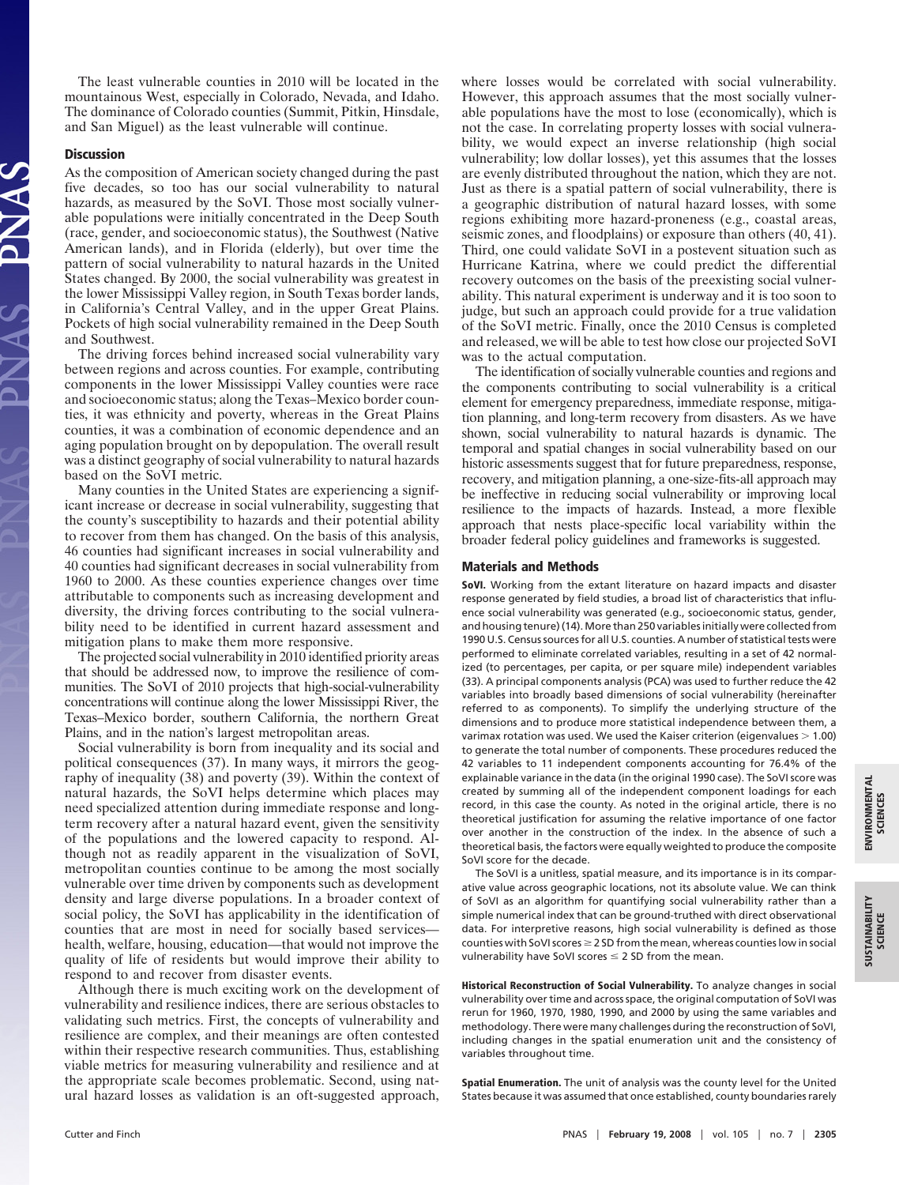The least vulnerable counties in 2010 will be located in the mountainous West, especially in Colorado, Nevada, and Idaho. The dominance of Colorado counties (Summit, Pitkin, Hinsdale, and San Miguel) as the least vulnerable will continue.

## Discussion

As the composition of American society changed during the past five decades, so too has our social vulnerability to natural hazards, as measured by the SoVI. Those most socially vulnerable populations were initially concentrated in the Deep South (race, gender, and socioeconomic status), the Southwest (Native American lands), and in Florida (elderly), but over time the pattern of social vulnerability to natural hazards in the United States changed. By 2000, the social vulnerability was greatest in the lower Mississippi Valley region, in South Texas border lands, in California's Central Valley, and in the upper Great Plains. Pockets of high social vulnerability remained in the Deep South and Southwest.

The driving forces behind increased social vulnerability vary between regions and across counties. For example, contributing components in the lower Mississippi Valley counties were race and socioeconomic status; along the Texas–Mexico border counties, it was ethnicity and poverty, whereas in the Great Plains counties, it was a combination of economic dependence and an aging population brought on by depopulation. The overall result was a distinct geography of social vulnerability to natural hazards based on the SoVI metric.

Many counties in the United States are experiencing a significant increase or decrease in social vulnerability, suggesting that the county's susceptibility to hazards and their potential ability to recover from them has changed. On the basis of this analysis, 46 counties had significant increases in social vulnerability and 40 counties had significant decreases in social vulnerability from 1960 to 2000. As these counties experience changes over time attributable to components such as increasing development and diversity, the driving forces contributing to the social vulnerability need to be identified in current hazard assessment and mitigation plans to make them more responsive.

The projected social vulnerability in 2010 identified priority areas that should be addressed now, to improve the resilience of communities. The SoVI of 2010 projects that high-social-vulnerability concentrations will continue along the lower Mississippi River, the Texas–Mexico border, southern California, the northern Great Plains, and in the nation's largest metropolitan areas.

Social vulnerability is born from inequality and its social and political consequences (37). In many ways, it mirrors the geography of inequality (38) and poverty (39). Within the context of natural hazards, the SoVI helps determine which places may need specialized attention during immediate response and long-term recovery after a natural hazard event, given the sensitivity of the populations and the lowered capacity to respond. Although not as readily apparent in the visualization of SoVI, metropolitan counties continue to be among the most socially vulnerable over time driven by components such as development density and large diverse populations. In a broader context of social policy, the SoVI has applicability in the identification of counties that are most in need for socially based services—health, welfare, housing, education—that would not improve the quality of life of residents but would improve their ability to respond to and recover from disaster events.

Although there is much exciting work on the development of vulnerability and resilience indices, there are serious obstacles to validating such metrics. First, the concepts of vulnerability and resilience are complex, and their meanings are often contested within their respective research communities. Thus, establishing viable metrics for measuring vulnerability and resilience and at the appropriate scale becomes problematic. Second, using natural hazard losses as validation is an oft-suggested approach, where losses would be correlated with social vulnerability. However, this approach assumes that the most socially vulnerable populations have the most to lose (economically), which is not the case. In correlating property losses with social vulnerability, we would expect an inverse relationship (high social vulnerability; low dollar losses), yet this assumes that the losses are evenly distributed throughout the nation, which they are not. Just as there is a spatial pattern of social vulnerability, there is a geographic distribution of natural hazard losses, with some regions exhibiting more hazard-proneness (e.g., coastal areas, seismic zones, and floodplains) or exposure than others (40, 41). Third, one could validate SoVI in a postevent situation such as Hurricane Katrina, where we could predict the differential recovery outcomes on the basis of the preexisting social vulnerability. This natural experiment is underway and it is too soon to judge, but such an approach could provide for a true validation of the SoVI metric. Finally, once the 2010 Census is completed and released, we will be able to test how close our projected SoVI was to the actual computation.

The identification of socially vulnerable counties and regions and the components contributing to social vulnerability is a critical element for emergency preparedness, immediate response, mitigation planning, and long-term recovery from disasters. As we have shown, social vulnerability to natural hazards is dynamic. The temporal and spatial changes in social vulnerability based on our historic assessments suggest that for future preparedness, response, recovery, and mitigation planning, a one-size-fits-all approach may be ineffective in reducing social vulnerability or improving local resilience to the impacts of hazards. Instead, a more flexible approach that nests place-specific local variability within the broader federal policy guidelines and frameworks is suggested.

## Materials and Methods

**SoVI.** Working from the extant literature on hazard impacts and disaster response generated by field studies, a broad list of characteristics that influence social vulnerability was generated (e.g., socioeconomic status, gender, and housing tenure) (14). More than 250 variables initially were collected from 1990 U.S. Census sources for all U.S. counties. A number of statistical tests were performed to eliminate correlated variables, resulting in a set of 42 normalized (to percentages, per capita, or per square mile) independent variables (33). A principal components analysis (PCA) was used to further reduce the 42 variables into broadly based dimensions of social vulnerability (hereinafter referred to as components). To simplify the underlying structure of the dimensions and to produce more statistical independence between them, a varimax rotation was used. We used the Kaiser criterion (eigenvalues $> 1.00$) to generate the total number of components. These procedures reduced the 42 variables to 11 independent components accounting for 76.4% of the explainable variance in the data (in the original 1990 case). The SoVI score was created by summing all of the independent component loadings for each record, in this case the county. As noted in the original article, there is no theoretical justification for assuming the relative importance of one factor over another in the construction of the index. In the absence of such a theoretical basis, the factors were equally weighted to produce the composite SoVI score for the decade.

The SoVI is a unitless, spatial measure, and its importance is in its comparative value across geographic locations, not its absolute value. We can think of SoVI as an algorithm for quantifying social vulnerability rather than a simple numerical index that can be ground-truthed with direct observational data. For interpretive reasons, high social vulnerability is defined as those counties with SoVI scores $\geq 2$ SD from the mean, whereas counties low in social vulnerability have SoVI scores $\leq 2$ SD from the mean.

**Historical Reconstruction of Social Vulnerability.** To analyze changes in social vulnerability over time and across space, the original computation of SoVI was rerun for 1960, 1970, 1980, 1990, and 2000 by using the same variables and methodology. There were many challenges during the reconstruction of SoVI, including changes in the spatial enumeration unit and the consistency of variables throughout time.

**Spatial Enumeration.** The unit of analysis was the county level for the United States because it was assumed that once established, county boundaries rarely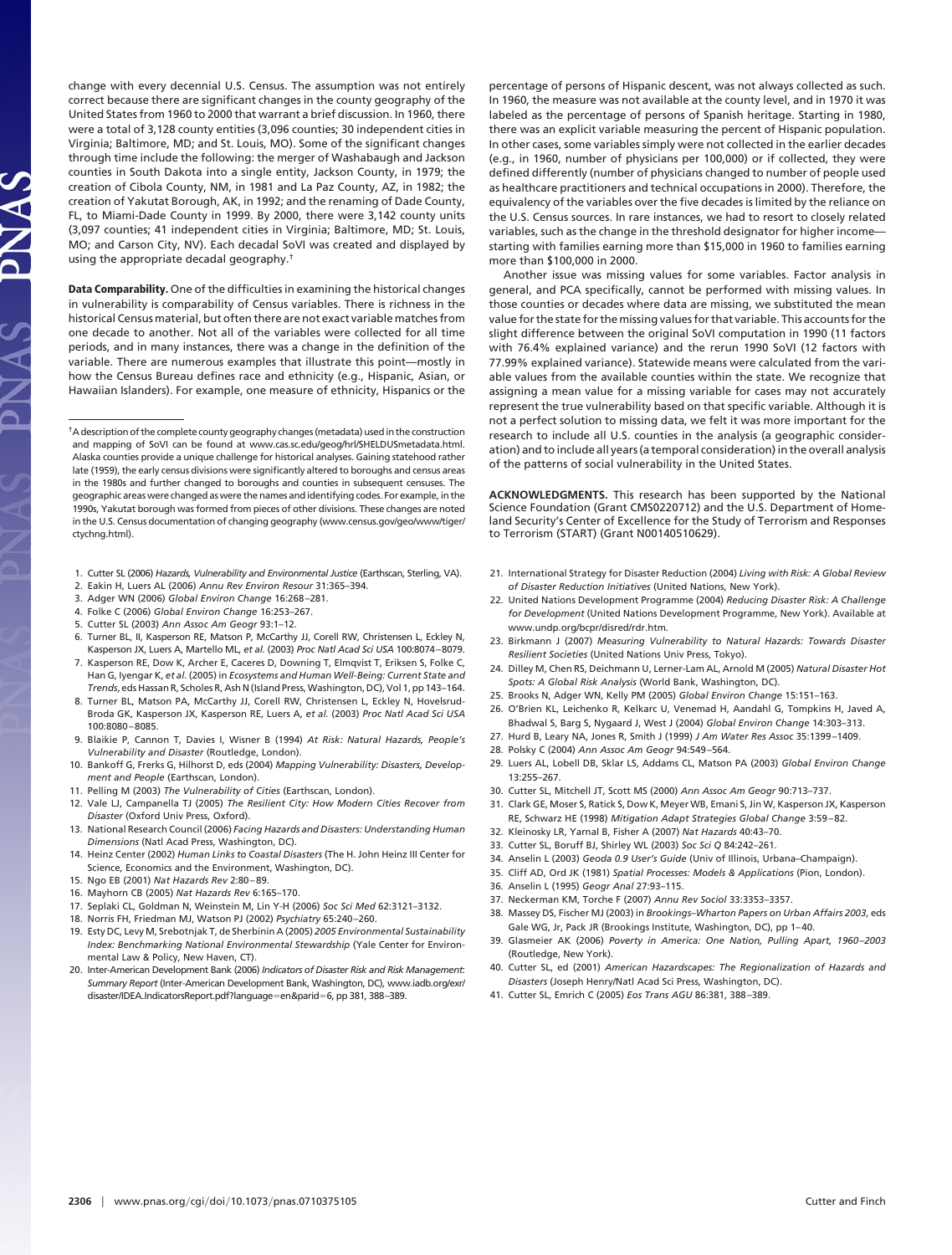change with every decennial U.S. Census. The assumption was not entirely correct because there are significant changes in the county geography of the United States from 1960 to 2000 that warrant a brief discussion. In 1960, there were a total of 3,128 county entities (3,096 counties; 30 independent cities in Virginia; Baltimore, MD; and St. Louis, MO). Some of the significant changes through time include the following: the merger of Washabaugh and Jackson counties in South Dakota into a single entity, Jackson County, in 1979; the creation of Cibola County, NM, in 1981 and La Paz County, AZ, in 1982; the creation of Yakutat Borough, AK, in 1992; and the renaming of Dade County, FL, to Miami-Dade County in 1999. By 2000, there were 3,142 county units (3,097 counties; 41 independent cities in Virginia; Baltimore, MD; St. Louis, MO; and Carson City, NV). Each decadal SoVI was created and displayed by using the appropriate decadal geography.[†]

**Data Comparability.** One of the difficulties in examining the historical changes in vulnerability is comparability of Census variables. There is richness in the historical Census material, but often there are not exact variable matches from one decade to another. Not all of the variables were collected for all time periods, and in many instances, there was a change in the definition of the variable. There are numerous examples that illustrate this point—mostly in how the Census Bureau defines race and ethnicity (e.g., Hispanic, Asian, or Hawaiian Islanders). For example, one measure of ethnicity, Hispanics or the percentage of persons of Hispanic descent, was not always collected as such. In 1960, the measure was not available at the county level, and in 1970 it was labeled as the percentage of persons of Spanish heritage. Starting in 1980, there was an explicit variable measuring the percent of Hispanic population. In other cases, some variables simply were not collected in the earlier decades (e.g., in 1960, number of physicians per 100,000) or if collected, they were defined differently (number of physicians changed to number of people used as healthcare practitioners and technical occupations in 2000). Therefore, the equivalency of the variables over the five decades is limited by the reliance on the U.S. Census sources. In rare instances, we had to resort to closely related variables, such as the change in the threshold designator for higher income—starting with families earning more than $15,000 in 1960 to families earning more than $100,000 in 2000.

Another issue was missing values for some variables. Factor analysis in general, and PCA specifically, cannot be performed with missing values. In those counties or decades where data are missing, we substituted the mean value for the state for the missing values for that variable. This accounts for the slight difference between the original SoVI computation in 1990 (11 factors with 76.4% explained variance) and the rerun 1990 SoVI (12 factors with 77.99% explained variance). Statewide means were calculated from the variable values from the available counties within the state. We recognize that assigning a mean value for a missing variable for cases may not accurately represent the true vulnerability based on that specific variable. Although it is not a perfect solution to missing data, we felt it was more important for the research to include all U.S. counties in the analysis (a geographic consideration) and to include all years (a temporal consideration) in the overall analysis of the patterns of social vulnerability in the United States.

[†]A description of the complete county geography changes (metadata) used in the construction and mapping of SoVI can be found at www.cas.sc.edu/geog/hrl/SHELDUSmetadata.html. Alaska counties provide a unique challenge for historical analyses. Gaining statehood rather late (1959), the early census divisions were significantly altered to boroughs and census areas in the 1980s and further changed to boroughs and counties in subsequent censuses. The geographic areas were changed as were the names and identifying codes. For example, in the 1990s, Yakutat borough was formed from pieces of other divisions. These changes are noted in the U.S. Census documentation of changing geography (www.census.gov/geo/www/tiger/ctychng.html).

**ACKNOWLEDGMENTS.** This research has been supported by the National Science Foundation (Grant CMS0220712) and the U.S. Department of Homeland Security's Center of Excellence for the Study of Terrorism and Responses to Terrorism (START) (Grant N00140510629).

1. Cutter SL (2006) *Hazards, Vulnerability and Environmental Justice* (Earthscan, Sterling, VA).
2. Eakin H, Luers AL (2006) *Annu Rev Environ Resour* 31:365–394.
3. Adger WN (2006) *Global Environ Change* 16:268–281.
4. Folke C (2006) *Global Environ Change* 16:253–267.
5. Cutter SL (2003) *Ann Assoc Am Geogr* 93:1–12.
6. Turner BL, II, Kasperson RE, Matson P, McCarthy JJ, Corell RW, Christensen L, Eckley N, Kasperson JX, Luers A, Martello ML, *et al.* (2003) *Proc Natl Acad Sci USA* 100:8074–8079.
7. Kasperson RE, Dow K, Archer E, Caceres D, Downing T, Elmqvist T, Eriksen S, Folke C, Han G, Iyengar K, *et al.* (2005) in *Ecosystems and Human Well-Being: Current State and Trends*, eds Hassan R, Scholes R, Ash N (Island Press, Washington, DC), Vol 1, pp 143–164.
8. Turner BL, Matson PA, McCarthy JJ, Corell RW, Christensen L, Eckley N, Hovelsrud-Broda GK, Kasperson JX, Kasperson RE, Luers A, *et al.* (2003) *Proc Natl Acad Sci USA* 100:8080–8085.
9. Blaikie P, Cannon T, Davies I, Wisner B (1994) *At Risk: Natural Hazards, People's Vulnerability and Disaster* (Routledge, London).
10. Bankoff G, Frerks G, Hilhorst D, eds (2004) *Mapping Vulnerability: Disasters, Development and People* (Earthscan, London).
11. Pelling M (2003) *The Vulnerability of Cities* (Earthscan, London).
12. Vale LJ, Campanella TJ (2005) *The Resilient City: How Modern Cities Recover from Disaster* (Oxford Univ Press, Oxford).
13. National Research Council (2006) *Facing Hazards and Disasters: Understanding Human Dimensions* (Natl Acad Press, Washington, DC).
14. Heinz Center (2002) *Human Links to Coastal Disasters* (The H. John Heinz III Center for Science, Economics and the Environment, Washington, DC).
15. Ngo EB (2001) *Nat Hazards Rev* 2:80–89.
16. Mayhorn CB (2005) *Nat Hazards Rev* 6:165–170.
17. Seplaki CL, Goldman N, Weinstein M, Lin Y-H (2006) *Soc Sci Med* 62:3121–3132.
18. Norris FH, Friedman MJ, Watson PJ (2002) *Psychiatry* 65:240–260.
19. Esty DC, Levy M, Srebotnjak T, de Sherbinin A (2005) *2005 Environmental Sustainability Index: Benchmarking National Environmental Stewardship* (Yale Center for Environmental Law & Policy, New Haven, CT).
20. Inter-American Development Bank (2006) *Indicators of Disaster Risk and Risk Management: Summary Report* (Inter-American Development Bank, Washington, DC), www.iadb.org/exr/disaster/IDEA.IndicatorsReport.pdf?language=en&parid=6, pp 381, 388–389.
21. International Strategy for Disaster Reduction (2004) *Living with Risk: A Global Review of Disaster Reduction Initiatives* (United Nations, New York).
22. United Nations Development Programme (2004) *Reducing Disaster Risk: A Challenge for Development* (United Nations Development Programme, New York). Available at www.undp.org/bcpr/disred/rdr.htm.
23. Birkmann J (2007) *Measuring Vulnerability to Natural Hazards: Towards Disaster Resilient Societies* (United Nations Univ Press, Tokyo).
24. Dilley M, Chen RS, Deichmann U, Lerner-Lam AL, Arnold M (2005) *Natural Disaster Hot Spots: A Global Risk Analysis* (World Bank, Washington, DC).
25. Brooks N, Adger WN, Kelly PM (2005) *Global Environ Change* 15:151–163.
26. O'Brien KL, Leichenko R, Kelkarc U, Venemad H, Aandahl G, Tompkins H, Javed A, Bhadwal S, Barg S, Nygaard J, West J (2004) *Global Environ Change* 14:303–313.
27. Hurd B, Leary NA, Jones R, Smith J (1999) *J Am Water Res Assoc* 35:1399–1409.
28. Polsky C (2004) *Ann Assoc Am Geogr* 94:549–564.
29. Luers AL, Lobell DB, Sklar LS, Addams CL, Matson PA (2003) *Global Environ Change* 13:255–267.
30. Cutter SL, Mitchell JT, Scott MS (2000) *Ann Assoc Am Geogr* 90:713–737.
31. Clark GE, Moser S, Ratick S, Dow K, Meyer WB, Emani S, Jin W, Kasperson JX, Kasperson RE, Schwarz HE (1998) *Mitigation Adapt Strategies Global Change* 3:59–82.
32. Kleinosky LR, Yarnal B, Fisher A (2007) *Nat Hazards* 40:43–70.
33. Cutter SL, Boruff BJ, Shirley WL (2003) *Soc Sci Q* 84:242–261.
34. Anselin L (2003) *Geoda 0.9 User's Guide* (Univ of Illinois, Urbana–Champaign).
35. Cliff AD, Ord JK (1981) *Spatial Processes: Models & Applications* (Pion, London).
36. Anselin L (1995) *Geogr Anal* 27:93–115.
37. Neckerman KM, Torche F (2007) *Annu Rev Sociol* 33:3353–3357.
38. Massey DS, Fischer MJ (2003) in *Brookings–Wharton Papers on Urban Affairs 2003*, eds Gale WG, Jr, Pack JR (Brookings Institute, Washington, DC), pp 1–40.
39. Glasmeier AK (2006) *Poverty in America: One Nation, Pulling Apart, 1960–2003* (Routledge, New York).
40. Cutter SL, ed (2001) *American Hazardscapes: The Regionalization of Hazards and Disasters* (Joseph Henry/Natl Acad Sci Press, Washington, DC).
41. Cutter SL, Emrich C (2005) *Eos Trans AGU* 86:381, 388–389.